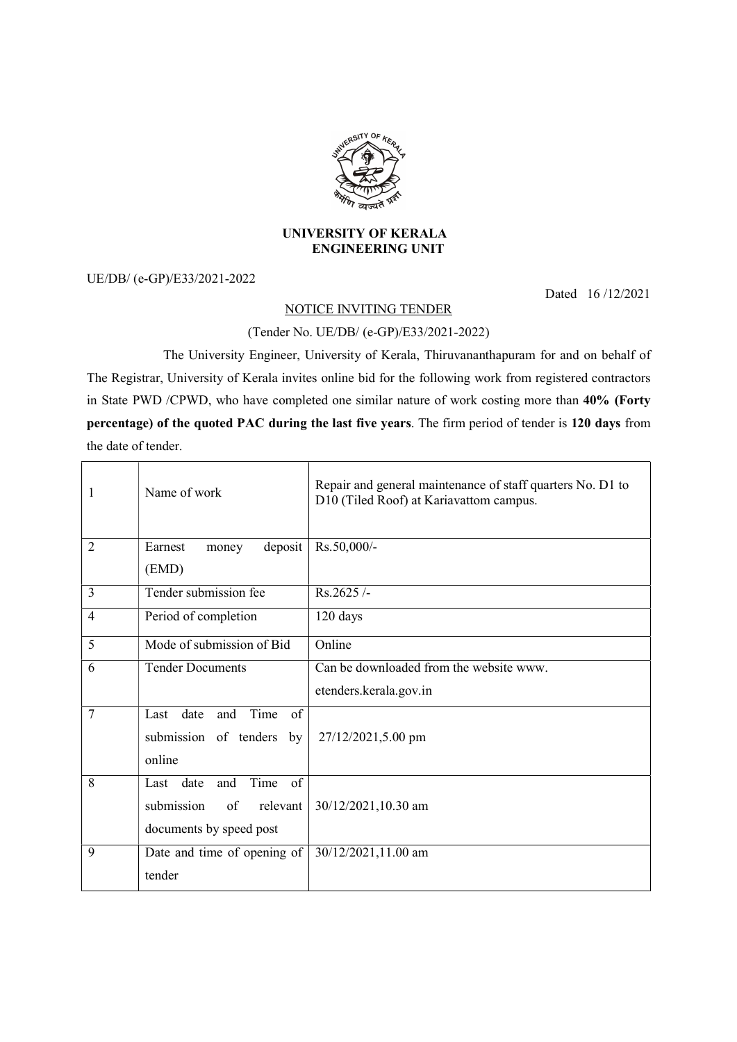# UNIVERSITY OF KERALA
## ENGINEERING UNIT

UE/DB/ (e-GP)/E33/2021-2022

Dated 16 /12/2021

NOTICE INVITING TENDER

(Tender No. UE/DB/ (e-GP)/E33/2021-2022)

The University Engineer, University of Kerala, Thiruvananthapuram for and on behalf of The Registrar, University of Kerala invites online bid for the following work from registered contractors in State PWD /CPWD, who have completed one similar nature of work costing more than **40% (Forty percentage) of the quoted PAC during the last five years**. The firm period of tender is **120 days** from the date of tender.

| | | |
|---|---|---|
| 1 | Name of work | Repair and general maintenance of staff quarters No. D1 to D10 (Tiled Roof) at Kariavattom campus. |
| 2 | Earnest money deposit (EMD) | Rs.50,000/- |
| 3 | Tender submission fee | Rs.2625 /- |
| 4 | Period of completion | 120 days |
| 5 | Mode of submission of Bid | Online |
| 6 | Tender Documents | Can be downloaded from the website www. etenders.kerala.gov.in |
| 7 | Last date and Time of submission of tenders by online | 27/12/2021,5.00 pm |
| 8 | Last date and Time of submission of relevant documents by speed post | 30/12/2021,10.30 am |
| 9 | Date and time of opening of tender | 30/12/2021,11.00 am |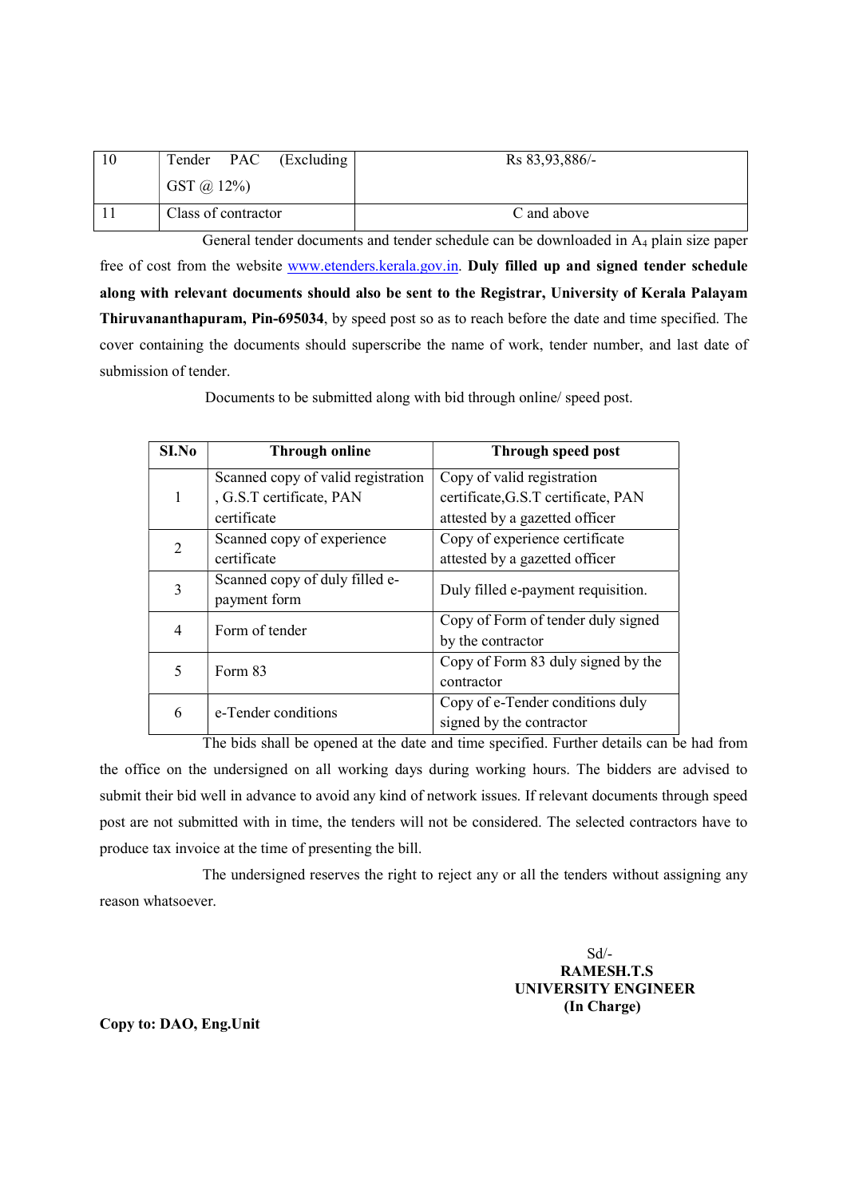| | | |
|---|---|---|
| 10 | Tender PAC (Excluding GST @ 12%) | Rs 83,93,886/- |
| 11 | Class of contractor | C and above |

General tender documents and tender schedule can be downloaded in $A_4$ plain size paper free of cost from the website www.etenders.kerala.gov.in. **Duly filled up and signed tender schedule along with relevant documents should also be sent to the Registrar, University of Kerala Palayam Thiruvananthapuram, Pin-695034**, by speed post so as to reach before the date and time specified. The cover containing the documents should superscribe the name of work, tender number, and last date of submission of tender.

Documents to be submitted along with bid through online/ speed post.

| SI.No | Through online | Through speed post |
|---|---|---|
| 1 | Scanned copy of valid registration , G.S.T certificate, PAN certificate | Copy of valid registration certificate,G.S.T certificate, PAN attested by a gazetted officer |
| 2 | Scanned copy of experience certificate | Copy of experience certificate attested by a gazetted officer |
| 3 | Scanned copy of duly filled e-payment form | Duly filled e-payment requisition. |
| 4 | Form of tender | Copy of Form of tender duly signed by the contractor |
| 5 | Form 83 | Copy of Form 83 duly signed by the contractor |
| 6 | e-Tender conditions | Copy of e-Tender conditions duly signed by the contractor |

The bids shall be opened at the date and time specified. Further details can be had from the office on the undersigned on all working days during working hours. The bidders are advised to submit their bid well in advance to avoid any kind of network issues. If relevant documents through speed post are not submitted with in time, the tenders will not be considered. The selected contractors have to produce tax invoice at the time of presenting the bill.

The undersigned reserves the right to reject any or all the tenders without assigning any reason whatsoever.

Sd/-
**RAMESH.T.S**
**UNIVERSITY ENGINEER**
**(In Charge)**

**Copy to: DAO, Eng.Unit**